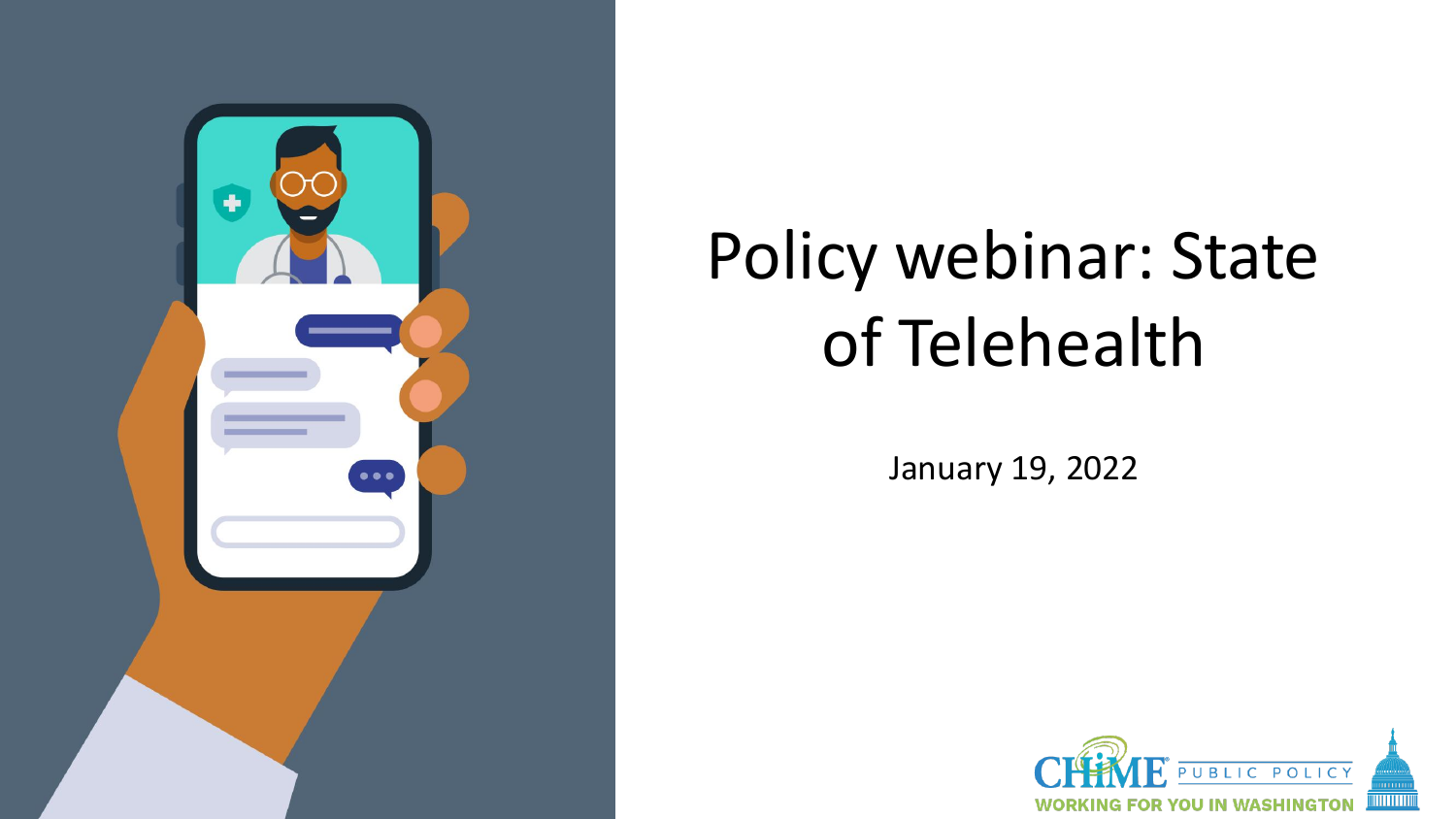# Policy webinar: State of Telehealth

January 19, 2022

CHIME PUBLIC POLICY

WORKING FOR YOU IN WASHINGTON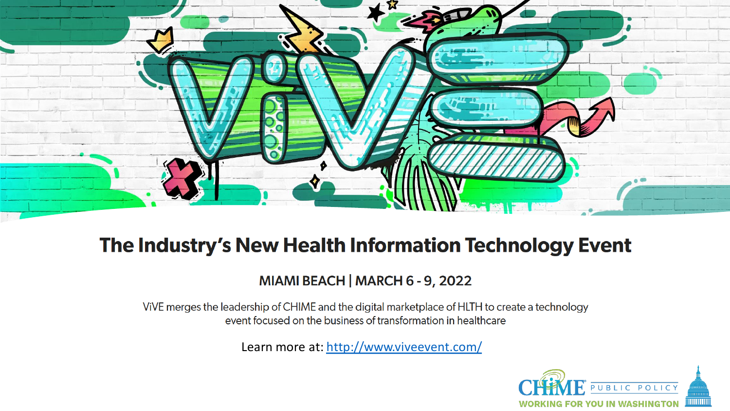# The Industry's New Health Information Technology Event

## MIAMI BEACH | MARCH 6 - 9, 2022

ViVE merges the leadership of CHIME and the digital marketplace of HLTH to create a technology event focused on the business of transformation in healthcare

Learn more at: [http://www.viveevent.com/](http://www.viveevent.com/)

CHIME PUBLIC POLICY
WORKING FOR YOU IN WASHINGTON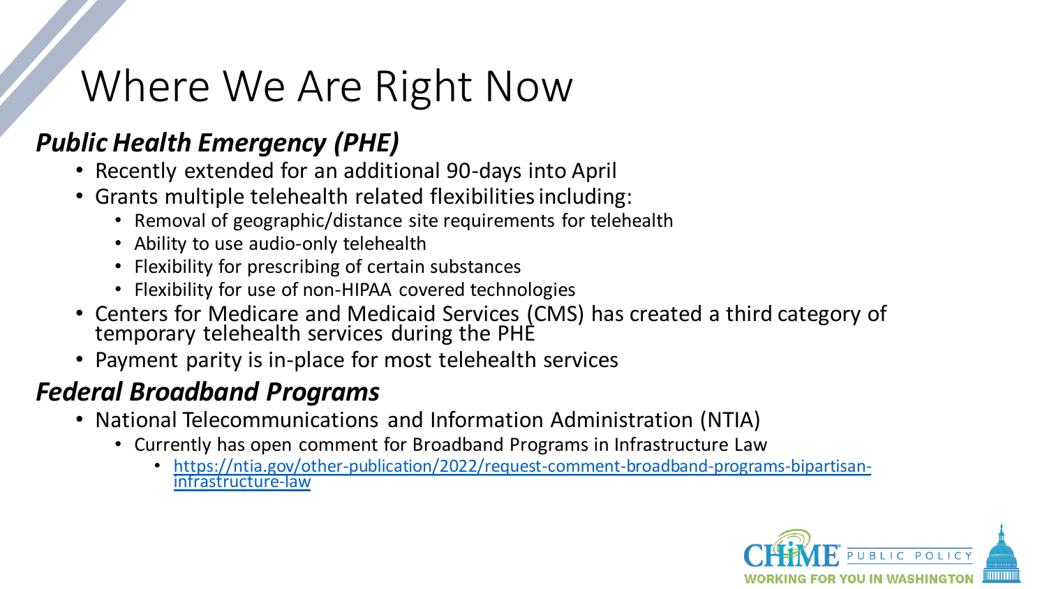# Where We Are Right Now

### *Public Health Emergency (PHE)*

- Recently extended for an additional 90-days into April
- Grants multiple telehealth related flexibilities including:
  - Removal of geographic/distance site requirements for telehealth
  - Ability to use audio-only telehealth
  - Flexibility for prescribing of certain substances
  - Flexibility for use of non-HIPAA covered technologies
- Centers for Medicare and Medicaid Services (CMS) has created a third category of temporary telehealth services during the PHE
- Payment parity is in-place for most telehealth services

### *Federal Broadband Programs*

- National Telecommunications and Information Administration (NTIA)
  - Currently has open comment for Broadband Programs in Infrastructure Law
    - https://ntia.gov/other-publication/2022/request-comment-broadband-programs-bipartisan-infrastructure-law

CHIME PUBLIC POLICY
WORKING FOR YOU IN WASHINGTON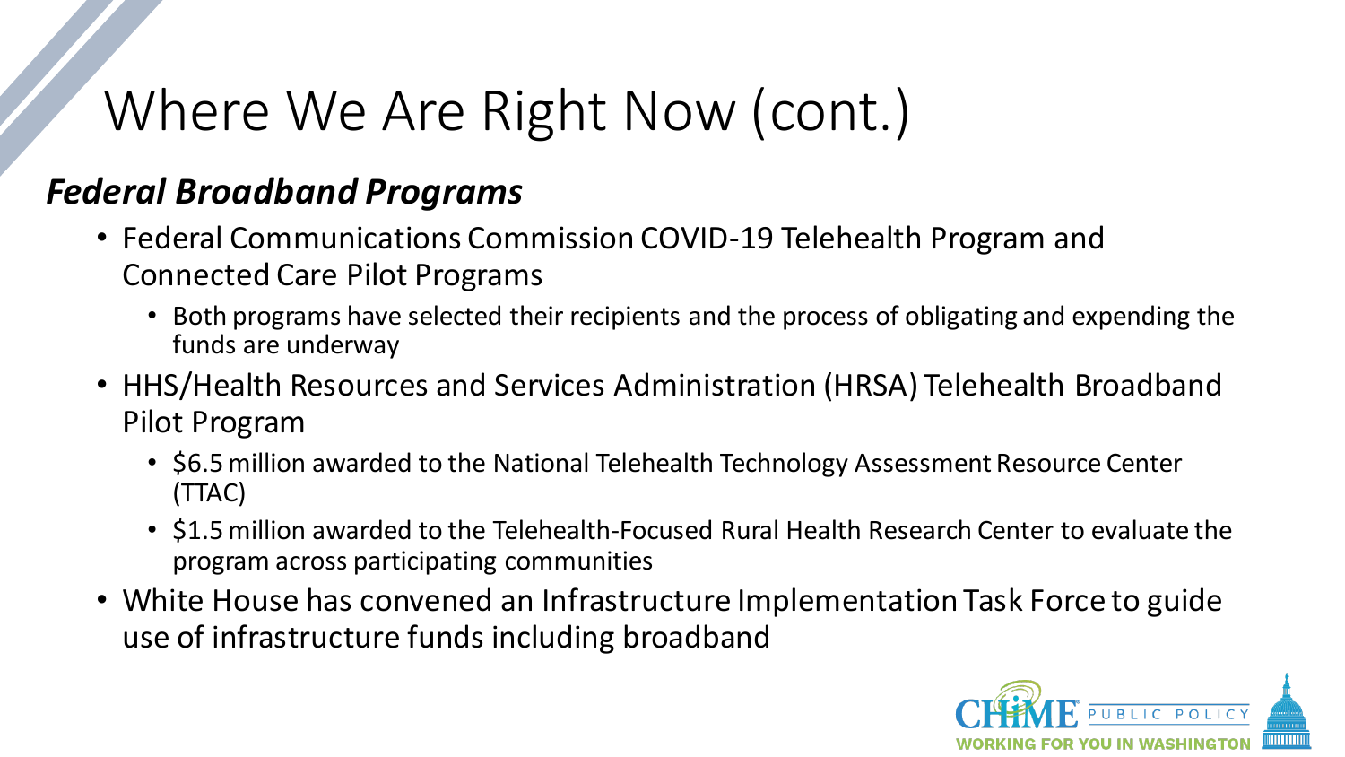# Where We Are Right Now (cont.)

***Federal Broadband Programs***

- Federal Communications Commission COVID-19 Telehealth Program and Connected Care Pilot Programs
  - Both programs have selected their recipients and the process of obligating and expending the funds are underway
- HHS/Health Resources and Services Administration (HRSA) Telehealth Broadband Pilot Program
  - $6.5 million awarded to the National Telehealth Technology Assessment Resource Center (TTAC)
  - $1.5 million awarded to the Telehealth-Focused Rural Health Research Center to evaluate the program across participating communities
- White House has convened an Infrastructure Implementation Task Force to guide use of infrastructure funds including broadband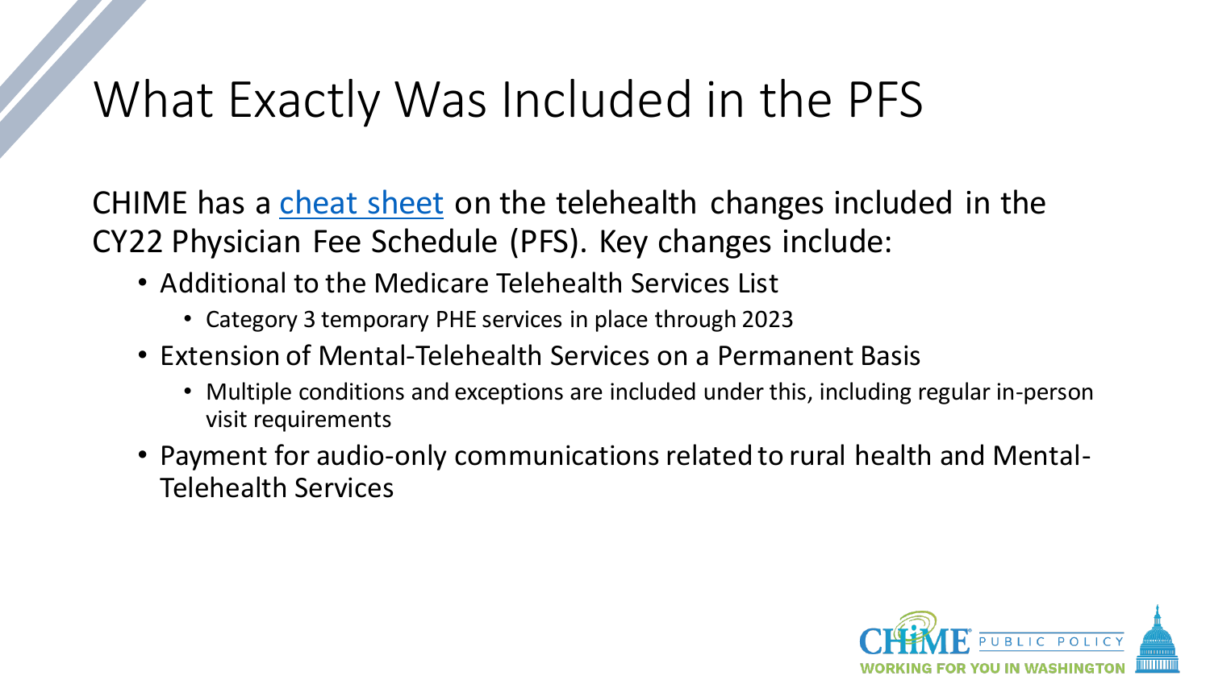# What Exactly Was Included in the PFS

CHIME has a cheat sheet on the telehealth changes included in the CY22 Physician Fee Schedule (PFS). Key changes include:

- Additional to the Medicare Telehealth Services List
  - Category 3 temporary PHE services in place through 2023
- Extension of Mental-Telehealth Services on a Permanent Basis
  - Multiple conditions and exceptions are included under this, including regular in-person visit requirements
- Payment for audio-only communications related to rural health and Mental-Telehealth Services

CHIME PUBLIC POLICY
WORKING FOR YOU IN WASHINGTON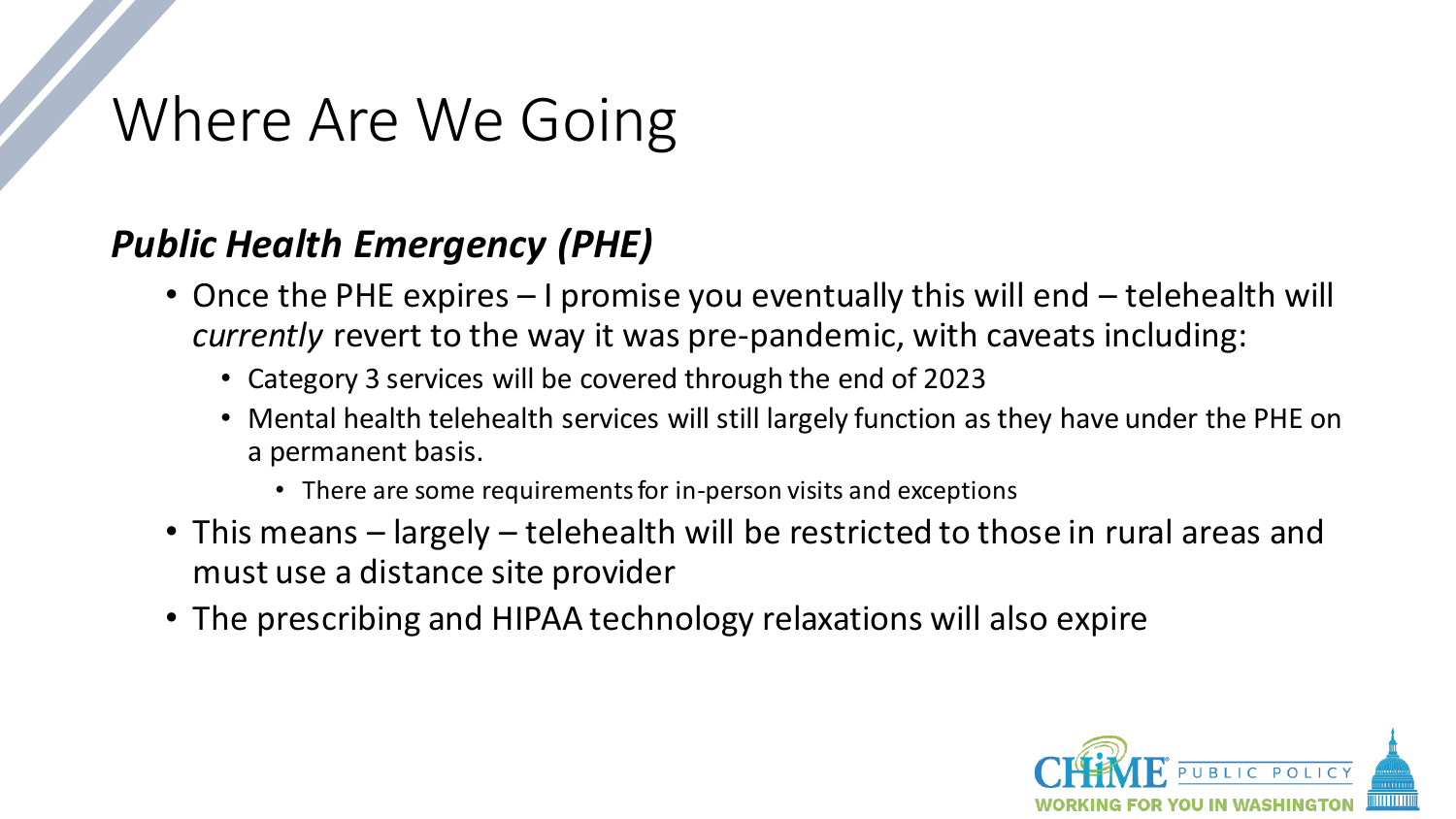# Where Are We Going

### ***Public Health Emergency (PHE)***

- Once the PHE expires – I promise you eventually this will end – telehealth will *currently* revert to the way it was pre-pandemic, with caveats including:
  - Category 3 services will be covered through the end of 2023
  - Mental health telehealth services will still largely function as they have under the PHE on a permanent basis.
    - There are some requirements for in-person visits and exceptions
- This means – largely – telehealth will be restricted to those in rural areas and must use a distance site provider
- The prescribing and HIPAA technology relaxations will also expire

CHIME PUBLIC POLICY
WORKING FOR YOU IN WASHINGTON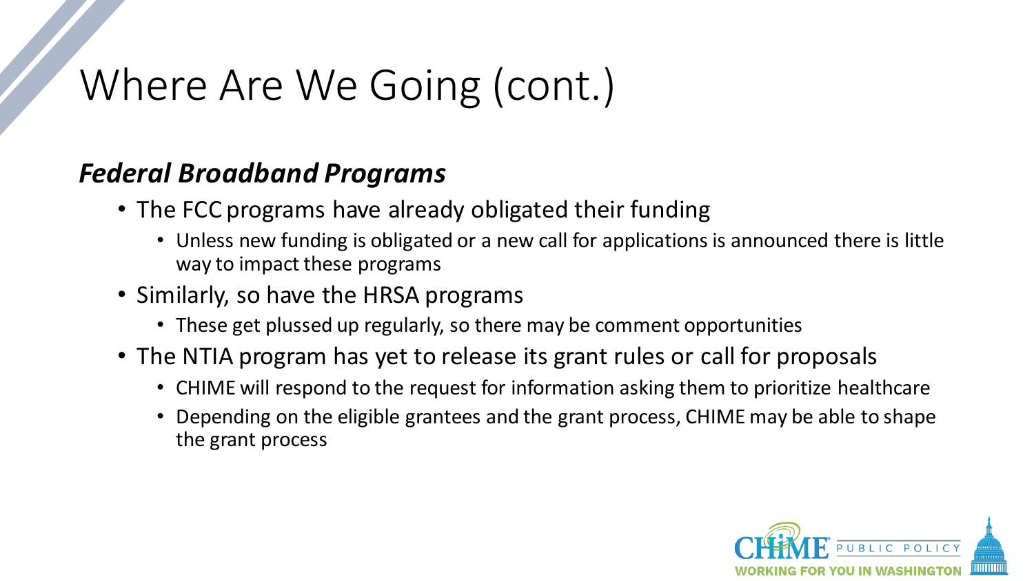# Where Are We Going (cont.)

***Federal Broadband Programs***

- The FCC programs have already obligated their funding
  - Unless new funding is obligated or a new call for applications is announced there is little way to impact these programs
- Similarly, so have the HRSA programs
  - These get plussed up regularly, so there may be comment opportunities
- The NTIA program has yet to release its grant rules or call for proposals
  - CHIME will respond to the request for information asking them to prioritize healthcare
  - Depending on the eligible grantees and the grant process, CHIME may be able to shape the grant process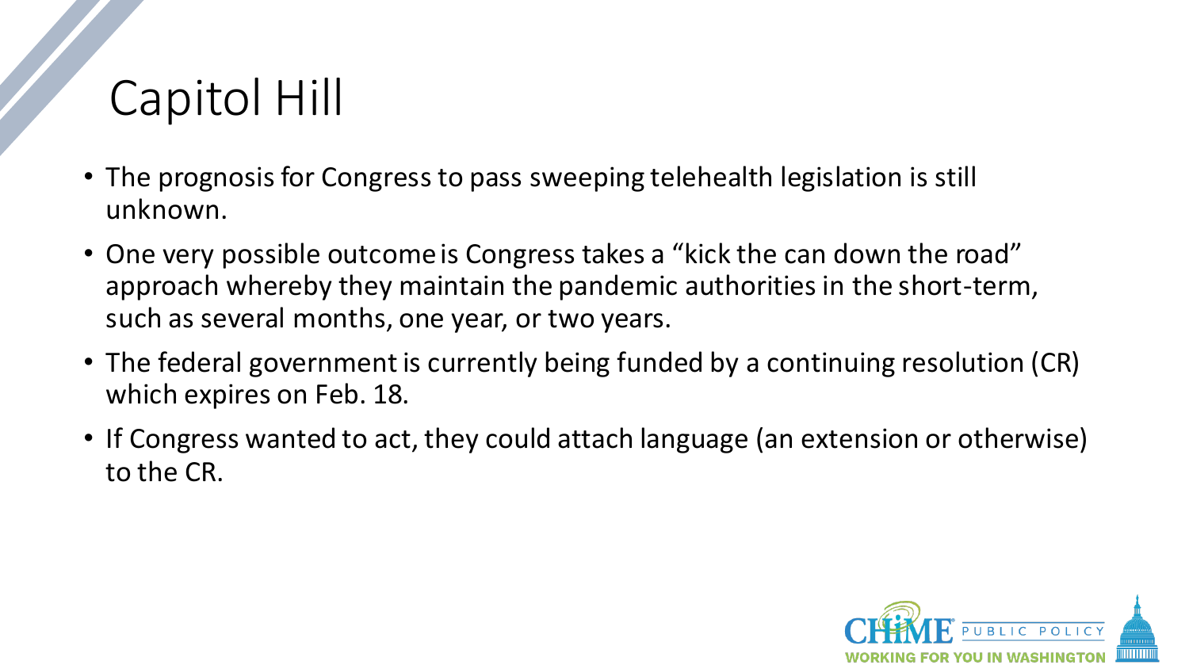# Capitol Hill

- The prognosis for Congress to pass sweeping telehealth legislation is still unknown.
- One very possible outcome is Congress takes a “kick the can down the road” approach whereby they maintain the pandemic authorities in the short-term, such as several months, one year, or two years.
- The federal government is currently being funded by a continuing resolution (CR) which expires on Feb. 18.
- If Congress wanted to act, they could attach language (an extension or otherwise) to the CR.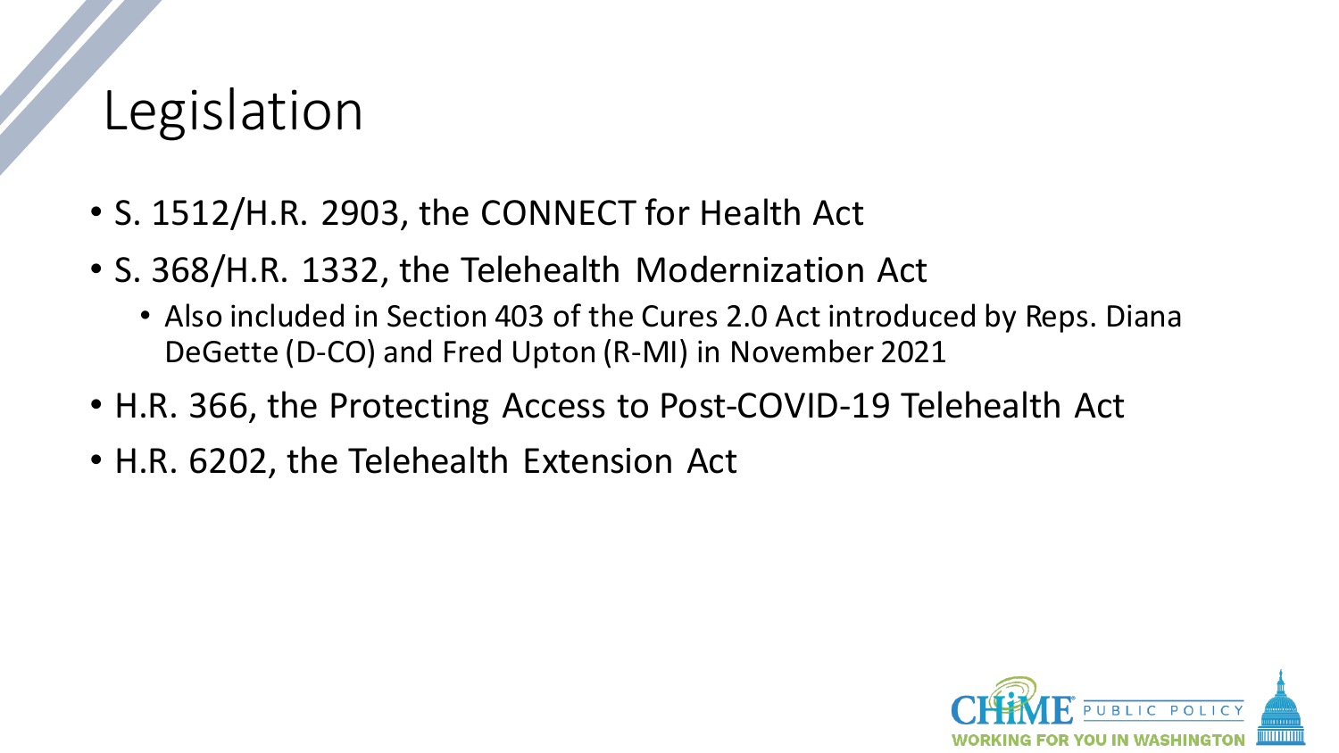# Legislation

- S. 1512/H.R. 2903, the CONNECT for Health Act
- S. 368/H.R. 1332, the Telehealth Modernization Act
  - Also included in Section 403 of the Cures 2.0 Act introduced by Reps. Diana DeGette (D-CO) and Fred Upton (R-MI) in November 2021
- H.R. 366, the Protecting Access to Post-COVID-19 Telehealth Act
- H.R. 6202, the Telehealth Extension Act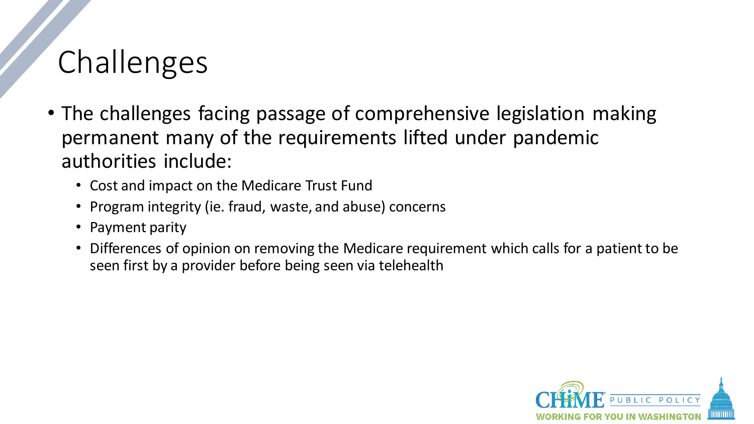# Challenges

- The challenges facing passage of comprehensive legislation making permanent many of the requirements lifted under pandemic authorities include:
  - Cost and impact on the Medicare Trust Fund
  - Program integrity (ie. fraud, waste, and abuse) concerns
  - Payment parity
  - Differences of opinion on removing the Medicare requirement which calls for a patient to be seen first by a provider before being seen via telehealth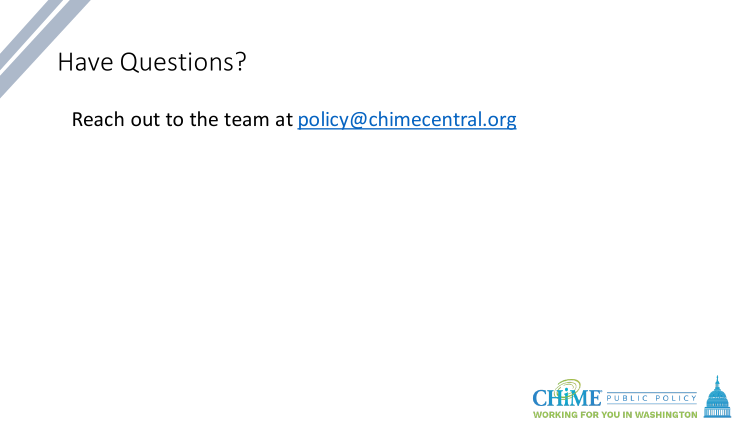# Have Questions?

Reach out to the team at [policy@chimecentral.org](mailto:policy@chimecentral.org)